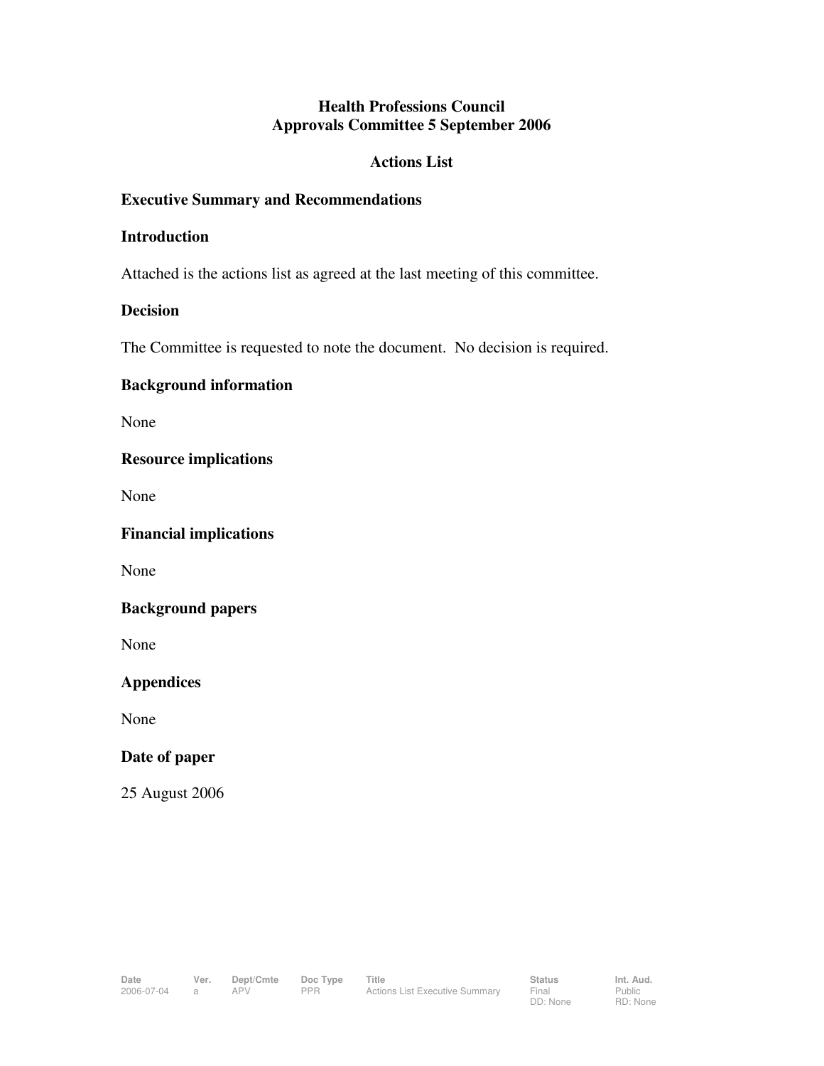# Health Professions Council
# Approvals Committee 5 September 2006

## Actions List

### Executive Summary and Recommendations

### Introduction

Attached is the actions list as agreed at the last meeting of this committee.

### Decision

The Committee is requested to note the document. No decision is required.

### Background information

None

### Resource implications

None

### Financial implications

None

### Background papers

None

### Appendices

None

### Date of paper

25 August 2006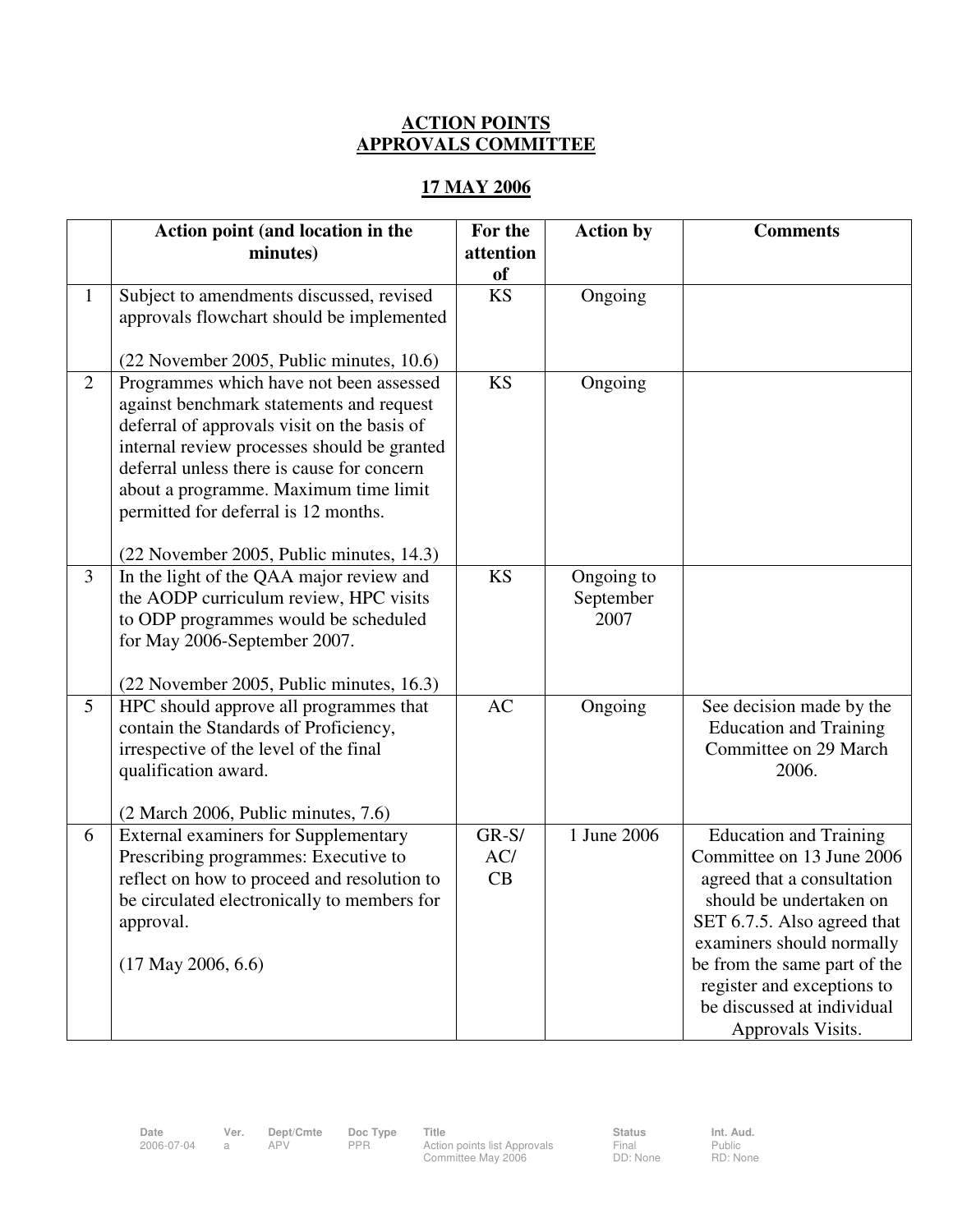# ACTION POINTS APPROVALS COMMITTEE

## 17 MAY 2006

| | Action point (and location in the minutes) | For the attention of | Action by | Comments |
|---|---|---|---|---|
| 1 | Subject to amendments discussed, revised approvals flowchart should be implemented<br><br>(22 November 2005, Public minutes, 10.6) | KS | Ongoing | |
| 2 | Programmes which have not been assessed against benchmark statements and request deferral of approvals visit on the basis of internal review processes should be granted deferral unless there is cause for concern about a programme. Maximum time limit permitted for deferral is 12 months.<br><br>(22 November 2005, Public minutes, 14.3) | KS | Ongoing | |
| 3 | In the light of the QAA major review and the AODP curriculum review, HPC visits to ODP programmes would be scheduled for May 2006-September 2007.<br><br>(22 November 2005, Public minutes, 16.3) | KS | Ongoing to September 2007 | |
| 5 | HPC should approve all programmes that contain the Standards of Proficiency, irrespective of the level of the final qualification award.<br><br>(2 March 2006, Public minutes, 7.6) | AC | Ongoing | See decision made by the Education and Training Committee on 29 March 2006. |
| 6 | External examiners for Supplementary Prescribing programmes: Executive to reflect on how to proceed and resolution to be circulated electronically to members for approval.<br><br>(17 May 2006, 6.6) | GR-S/ AC/ CB | 1 June 2006 | Education and Training Committee on 13 June 2006 agreed that a consultation should be undertaken on SET 6.7.5. Also agreed that examiners should normally be from the same part of the register and exceptions to be discussed at individual Approvals Visits. |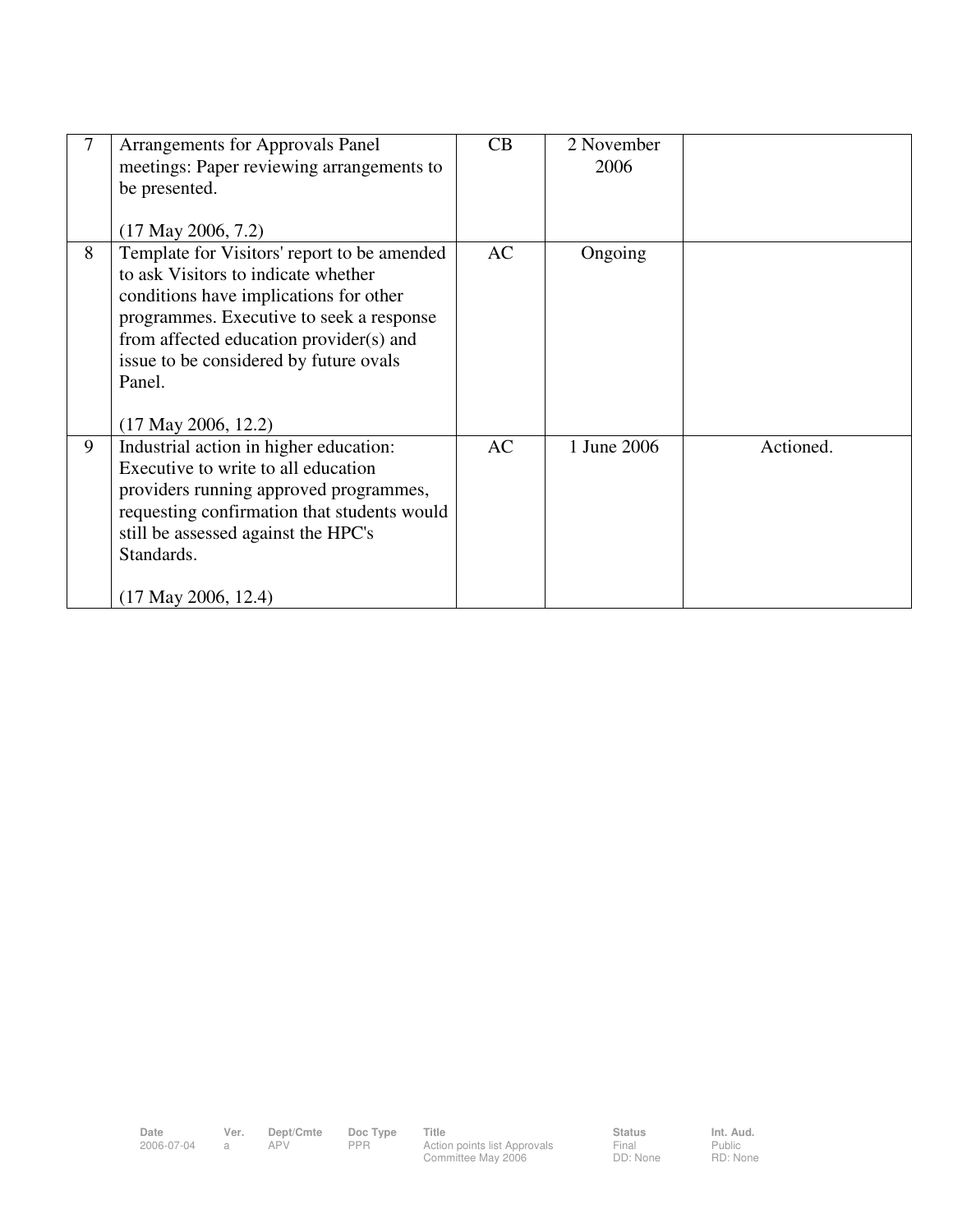| | | | | |
|---|---|---|---|---|
| 7 | Arrangements for Approvals Panel meetings: Paper reviewing arrangements to be presented.<br><br>(17 May 2006, 7.2) | CB | 2 November 2006 | |
| 8 | Template for Visitors' report to be amended to ask Visitors to indicate whether conditions have implications for other programmes. Executive to seek a response from affected education provider(s) and issue to be considered by future ovals Panel.<br><br>(17 May 2006, 12.2) | AC | Ongoing | |
| 9 | Industrial action in higher education: Executive to write to all education providers running approved programmes, requesting confirmation that students would still be assessed against the HPC's Standards.<br><br>(17 May 2006, 12.4) | AC | 1 June 2006 | Actioned. |